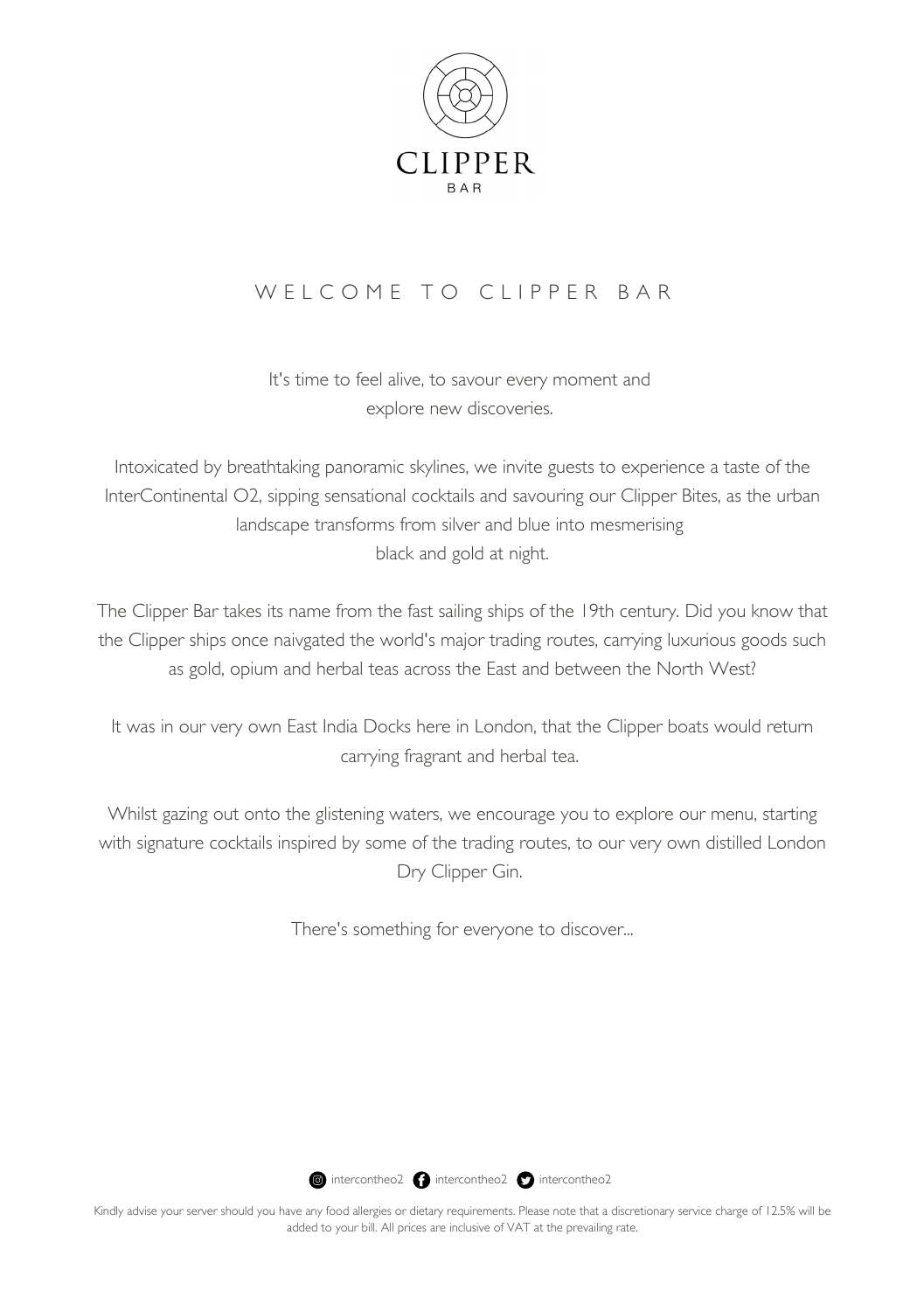# CLIPPER

BAR

## WELCOME TO CLIPPER BAR

It's time to feel alive, to savour every moment and explore new discoveries.

Intoxicated by breathtaking panoramic skylines, we invite guests to experience a taste of the InterContinental O2, sipping sensational cocktails and savouring our Clipper Bites, as the urban landscape transforms from silver and blue into mesmerising black and gold at night.

The Clipper Bar takes its name from the fast sailing ships of the 19th century. Did you know that the Clipper ships once naivgated the world's major trading routes, carrying luxurious goods such as gold, opium and herbal teas across the East and between the North West?

It was in our very own East India Docks here in London, that the Clipper boats would return carrying fragrant and herbal tea.

Whilst gazing out onto the glistening waters, we encourage you to explore our menu, starting with signature cocktails inspired by some of the trading routes, to our very own distilled London Dry Clipper Gin.

There's something for everyone to discover...

intercontheo2 intercontheo2 intercontheo2

Kindly advise your server should you have any food allergies or dietary requirements. Please note that a discretionary service charge of 12.5% will be added to your bill. All prices are inclusive of VAT at the prevailing rate.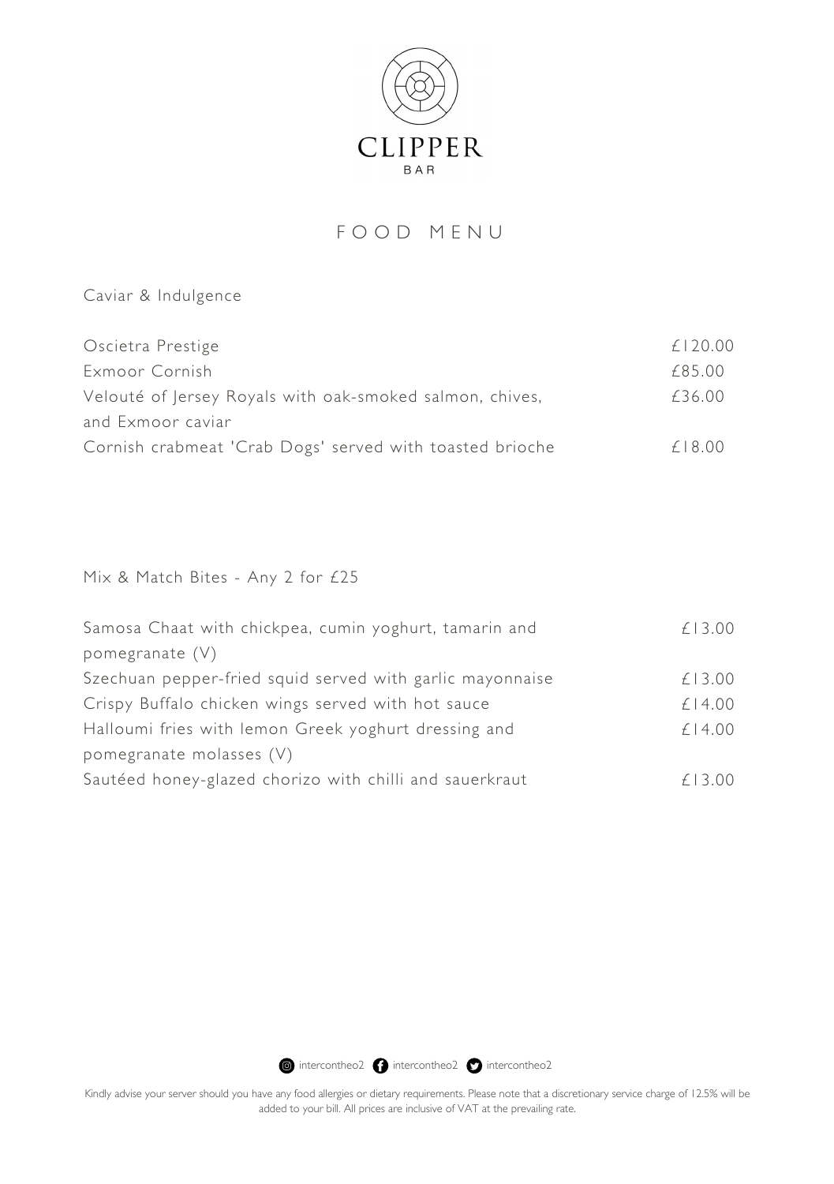# CLIPPER

BAR

## FOOD MENU

### Caviar & Indulgence

| | |
|---|---|
| Oscietra Prestige | £120.00 |
| Exmoor Cornish | £85.00 |
| Velouté of Jersey Royals with oak-smoked salmon, chives, and Exmoor caviar | £36.00 |
| Cornish crabmeat 'Crab Dogs' served with toasted brioche | £18.00 |

### Mix & Match Bites - Any 2 for £25

| | |
|---|---|
| Samosa Chaat with chickpea, cumin yoghurt, tamarin and pomegranate (V) | £13.00 |
| Szechuan pepper-fried squid served with garlic mayonnaise | £13.00 |
| Crispy Buffalo chicken wings served with hot sauce | £14.00 |
| Halloumi fries with lemon Greek yoghurt dressing and pomegranate molasses (V) | £14.00 |
| Sautéed honey-glazed chorizo with chilli and sauerkraut | £13.00 |

intercontheo2 intercontheo2 intercontheo2

Kindly advise your server should you have any food allergies or dietary requirements. Please note that a discretionary service charge of 12.5% will be added to your bill. All prices are inclusive of VAT at the prevailing rate.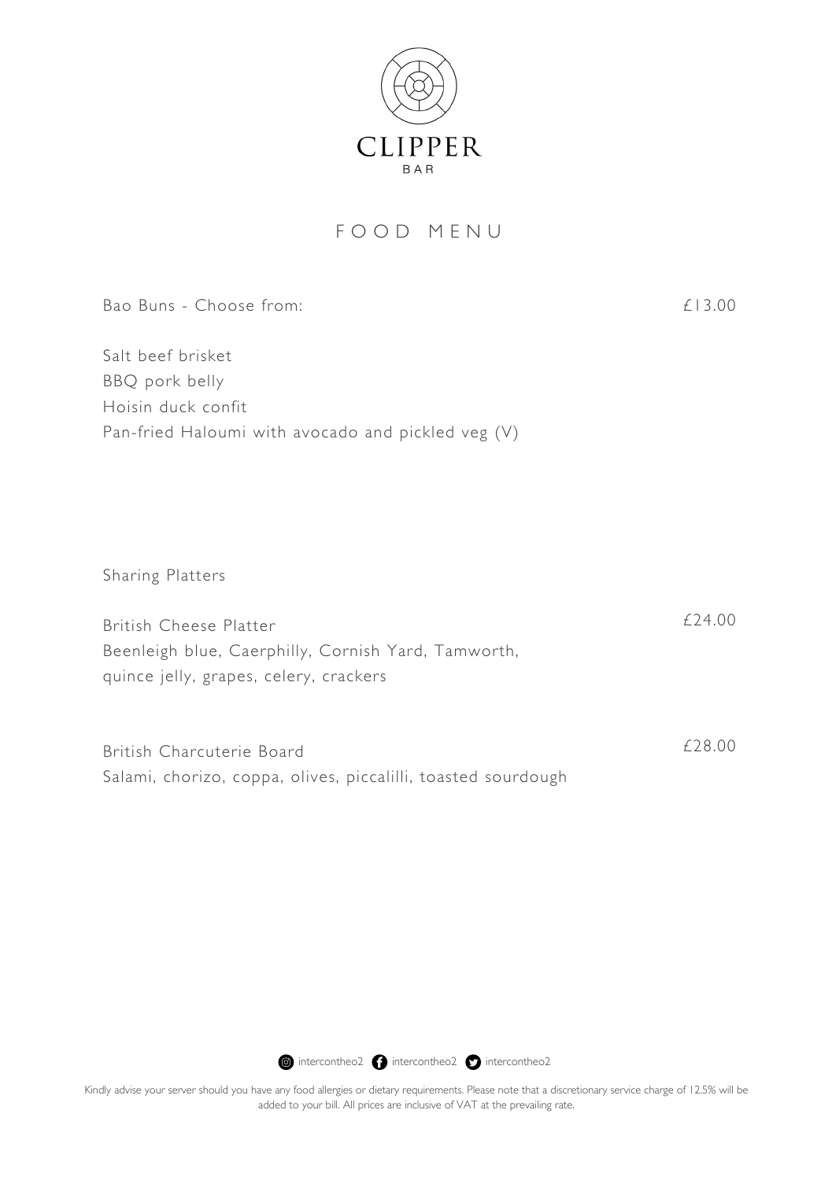# CLIPPER
BAR

## FOOD MENU

Bao Buns - Choose from: £13.00

Salt beef brisket
BBQ pork belly
Hoisin duck confit
Pan-fried Haloumi with avocado and pickled veg (V)

### Sharing Platters

British Cheese Platter £24.00
Beenleigh blue, Caerphilly, Cornish Yard, Tamworth, quince jelly, grapes, celery, crackers

British Charcuterie Board £28.00
Salami, chorizo, coppa, olives, piccalilli, toasted sourdough

intercontheo2 intercontheo2 intercontheo2

Kindly advise your server should you have any food allergies or dietary requirements. Please note that a discretionary service charge of 12.5% will be added to your bill. All prices are inclusive of VAT at the prevailing rate.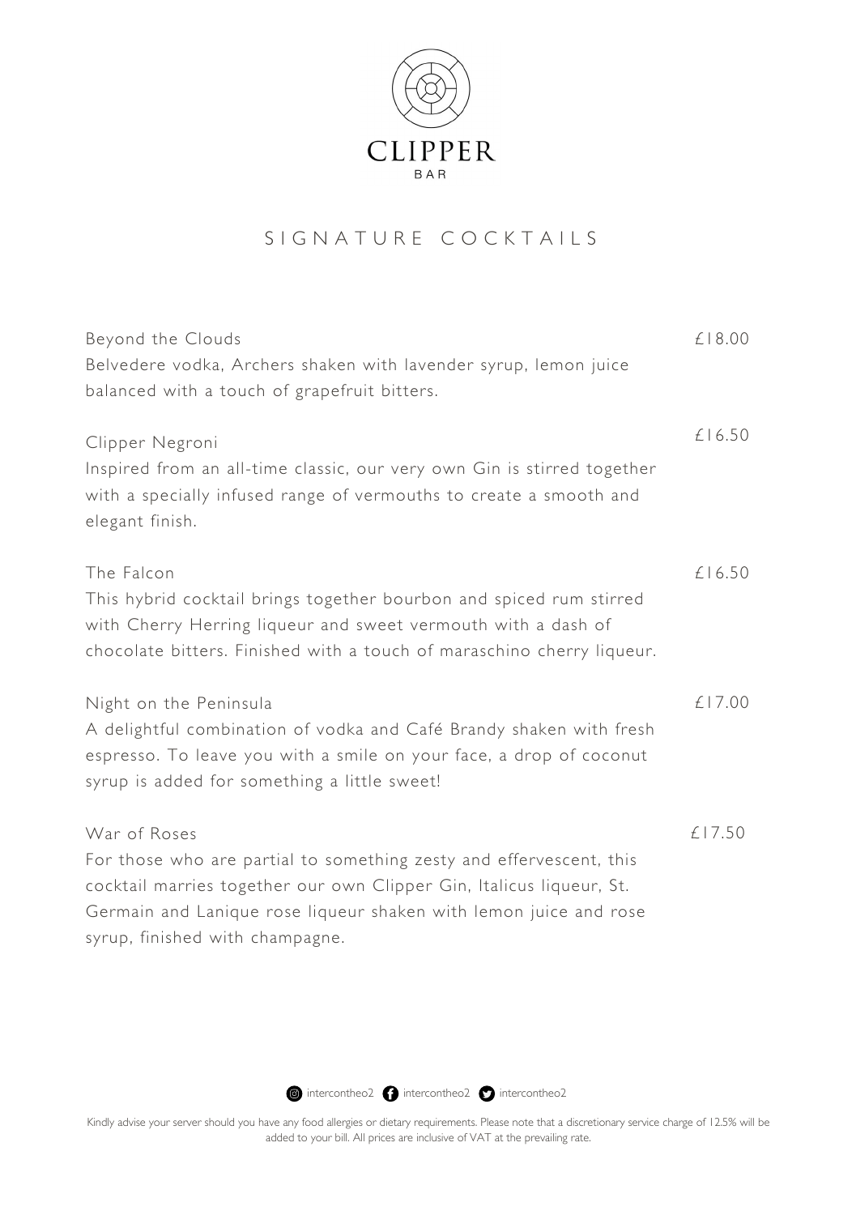# CLIPPER

BAR

## SIGNATURE COCKTAILS

**Beyond the Clouds** — £18.00

Belvedere vodka, Archers shaken with lavender syrup, lemon juice balanced with a touch of grapefruit bitters.

**Clipper Negroni** — £16.50

Inspired from an all-time classic, our very own Gin is stirred together with a specially infused range of vermouths to create a smooth and elegant finish.

**The Falcon** — £16.50

This hybrid cocktail brings together bourbon and spiced rum stirred with Cherry Herring liqueur and sweet vermouth with a dash of chocolate bitters. Finished with a touch of maraschino cherry liqueur.

**Night on the Peninsula** — £17.00

A delightful combination of vodka and Café Brandy shaken with fresh espresso. To leave you with a smile on your face, a drop of coconut syrup is added for something a little sweet!

**War of Roses** — £17.50

For those who are partial to something zesty and effervescent, this cocktail marries together our own Clipper Gin, Italicus liqueur, St. Germain and Lanique rose liqueur shaken with lemon juice and rose syrup, finished with champagne.

intercontheo2 intercontheo2 intercontheo2

Kindly advise your server should you have any food allergies or dietary requirements. Please note that a discretionary service charge of 12.5% will be added to your bill. All prices are inclusive of VAT at the prevailing rate.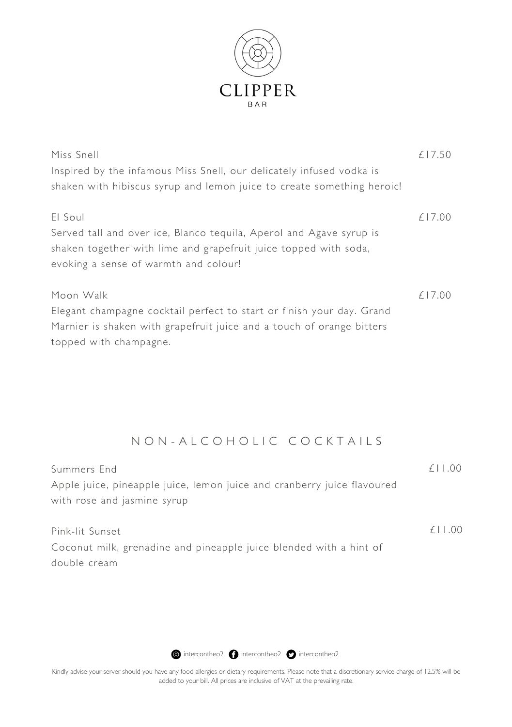# CLIPPER

BAR

Miss Snell — £17.50

Inspired by the infamous Miss Snell, our delicately infused vodka is shaken with hibiscus syrup and lemon juice to create something heroic!

El Soul — £17.00

Served tall and over ice, Blanco tequila, Aperol and Agave syrup is shaken together with lime and grapefruit juice topped with soda, evoking a sense of warmth and colour!

Moon Walk — £17.00

Elegant champagne cocktail perfect to start or finish your day. Grand Marnier is shaken with grapefruit juice and a touch of orange bitters topped with champagne.

## NON-ALCOHOLIC COCKTAILS

Summers End — £11.00

Apple juice, pineapple juice, lemon juice and cranberry juice flavoured with rose and jasmine syrup

Pink-lit Sunset — £11.00

Coconut milk, grenadine and pineapple juice blended with a hint of double cream

intercontheo2 intercontheo2 intercontheo2

Kindly advise your server should you have any food allergies or dietary requirements. Please note that a discretionary service charge of 12.5% will be added to your bill. All prices are inclusive of VAT at the prevailing rate.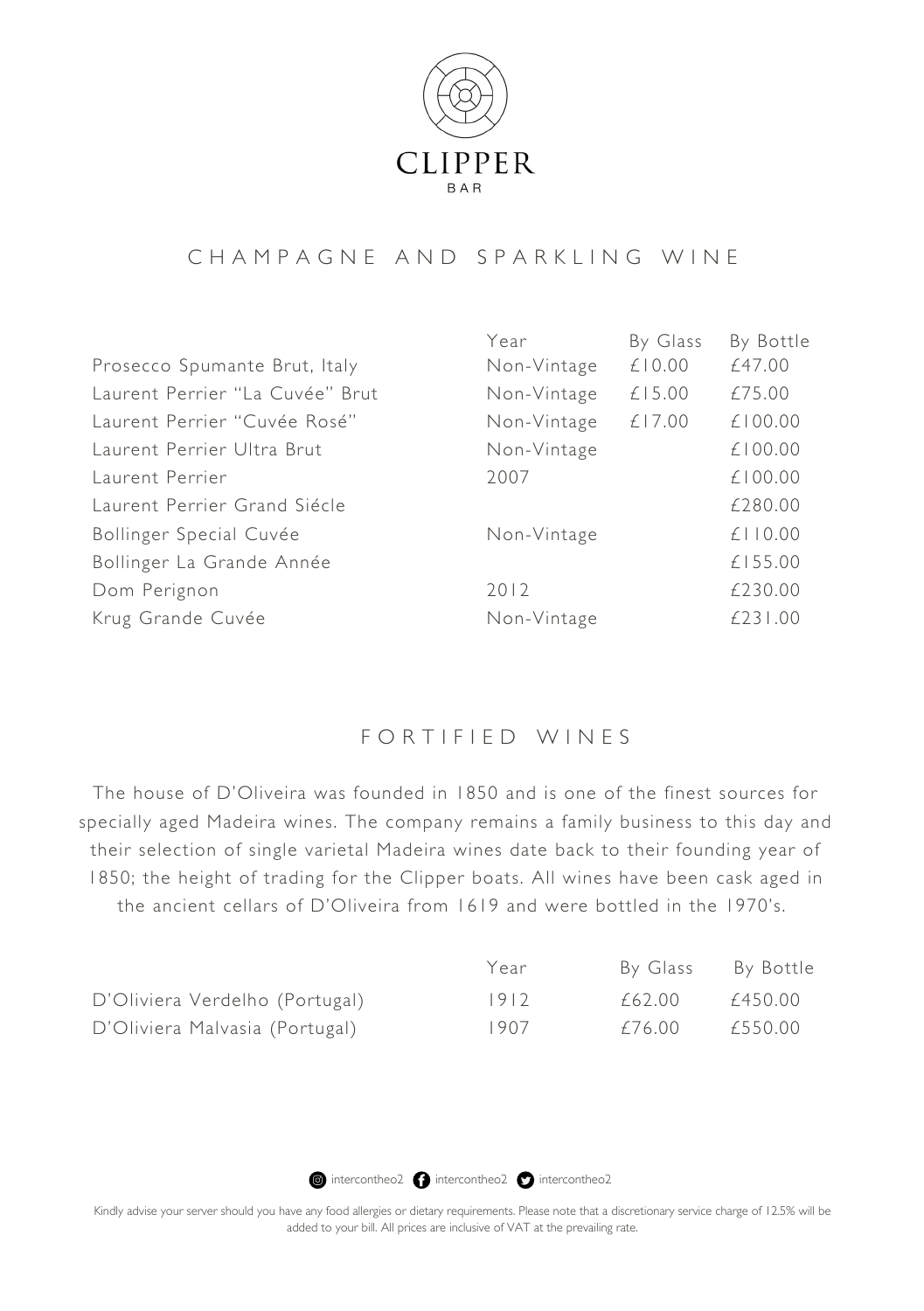# CLIPPER
BAR

## CHAMPAGNE AND SPARKLING WINE

| | Year | By Glass | By Bottle |
|---|---|---|---|
| Prosecco Spumante Brut, Italy | Non-Vintage | £10.00 | £47.00 |
| Laurent Perrier "La Cuvée" Brut | Non-Vintage | £15.00 | £75.00 |
| Laurent Perrier "Cuvée Rosé" | Non-Vintage | £17.00 | £100.00 |
| Laurent Perrier Ultra Brut | Non-Vintage | | £100.00 |
| Laurent Perrier | 2007 | | £100.00 |
| Laurent Perrier Grand Siécle | | | £280.00 |
| Bollinger Special Cuvée | Non-Vintage | | £110.00 |
| Bollinger La Grande Année | | | £155.00 |
| Dom Perignon | 2012 | | £230.00 |
| Krug Grande Cuvée | Non-Vintage | | £231.00 |

## FORTIFIED WINES

The house of D'Oliveira was founded in 1850 and is one of the finest sources for specially aged Madeira wines. The company remains a family business to this day and their selection of single varietal Madeira wines date back to their founding year of 1850; the height of trading for the Clipper boats. All wines have been cask aged in the ancient cellars of D'Oliveira from 1619 and were bottled in the 1970's.

| | Year | By Glass | By Bottle |
|---|---|---|---|
| D'Oliviera Verdelho (Portugal) | 1912 | £62.00 | £450.00 |
| D'Oliviera Malvasia (Portugal) | 1907 | £76.00 | £550.00 |

intercontheo2 intercontheo2 intercontheo2

Kindly advise your server should you have any food allergies or dietary requirements. Please note that a discretionary service charge of 12.5% will be added to your bill. All prices are inclusive of VAT at the prevailing rate.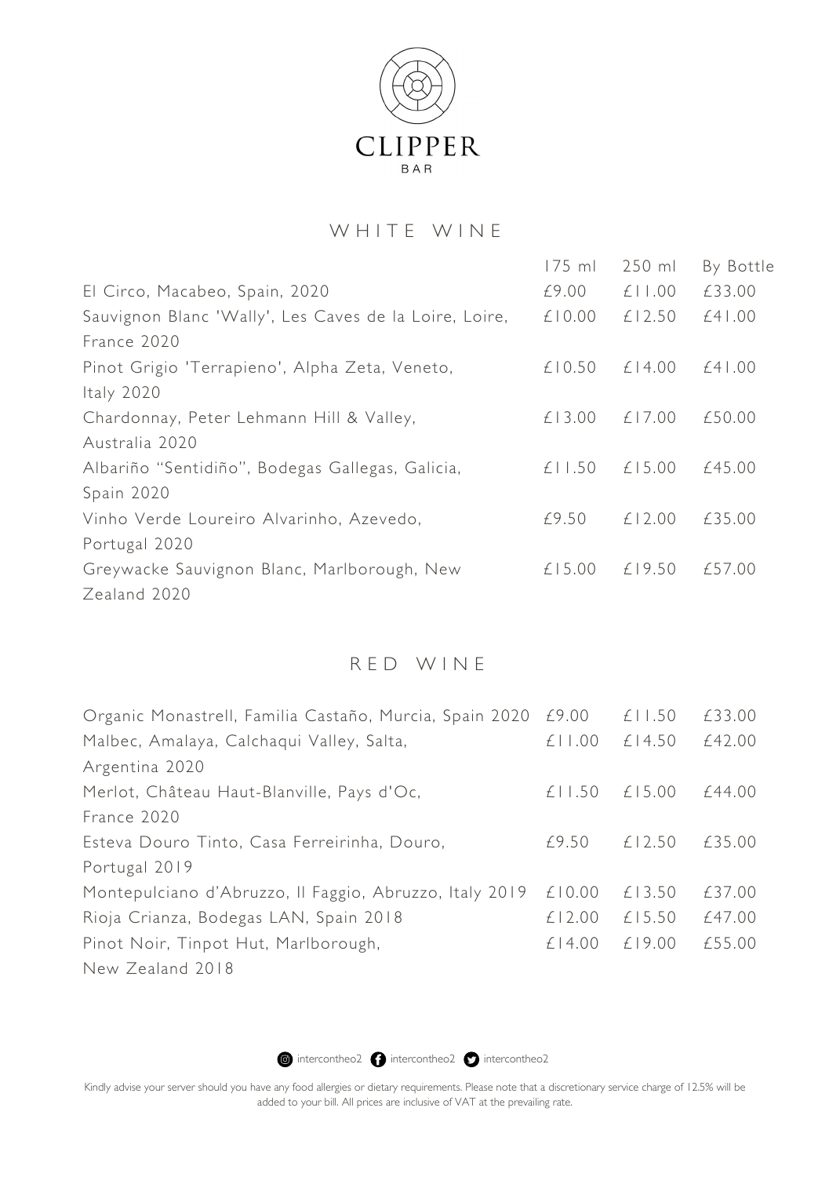# CLIPPER
BAR

## WHITE WINE

| | 175 ml | 250 ml | By Bottle |
|---|---|---|---|
| El Circo, Macabeo, Spain, 2020 | £9.00 | £11.00 | £33.00 |
| Sauvignon Blanc 'Wally', Les Caves de la Loire, Loire, France 2020 | £10.00 | £12.50 | £41.00 |
| Pinot Grigio 'Terrapieno', Alpha Zeta, Veneto, Italy 2020 | £10.50 | £14.00 | £41.00 |
| Chardonnay, Peter Lehmann Hill & Valley, Australia 2020 | £13.00 | £17.00 | £50.00 |
| Albariño "Sentidiño", Bodegas Gallegas, Galicia, Spain 2020 | £11.50 | £15.00 | £45.00 |
| Vinho Verde Loureiro Alvarinho, Azevedo, Portugal 2020 | £9.50 | £12.00 | £35.00 |
| Greywacke Sauvignon Blanc, Marlborough, New Zealand 2020 | £15.00 | £19.50 | £57.00 |

## RED WINE

| | 175 ml | 250 ml | By Bottle |
|---|---|---|---|
| Organic Monastrell, Familia Castaño, Murcia, Spain 2020 | £9.00 | £11.50 | £33.00 |
| Malbec, Amalaya, Calchaqui Valley, Salta, Argentina 2020 | £11.00 | £14.50 | £42.00 |
| Merlot, Château Haut-Blanville, Pays d'Oc, France 2020 | £11.50 | £15.00 | £44.00 |
| Esteva Douro Tinto, Casa Ferreirinha, Douro, Portugal 2019 | £9.50 | £12.50 | £35.00 |
| Montepulciano d'Abruzzo, Il Faggio, Abruzzo, Italy 2019 | £10.00 | £13.50 | £37.00 |
| Rioja Crianza, Bodegas LAN, Spain 2018 | £12.00 | £15.50 | £47.00 |
| Pinot Noir, Tinpot Hut, Marlborough, New Zealand 2018 | £14.00 | £19.00 | £55.00 |

intercontheo2 intercontheo2 intercontheo2

Kindly advise your server should you have any food allergies or dietary requirements. Please note that a discretionary service charge of 12.5% will be added to your bill. All prices are inclusive of VAT at the prevailing rate.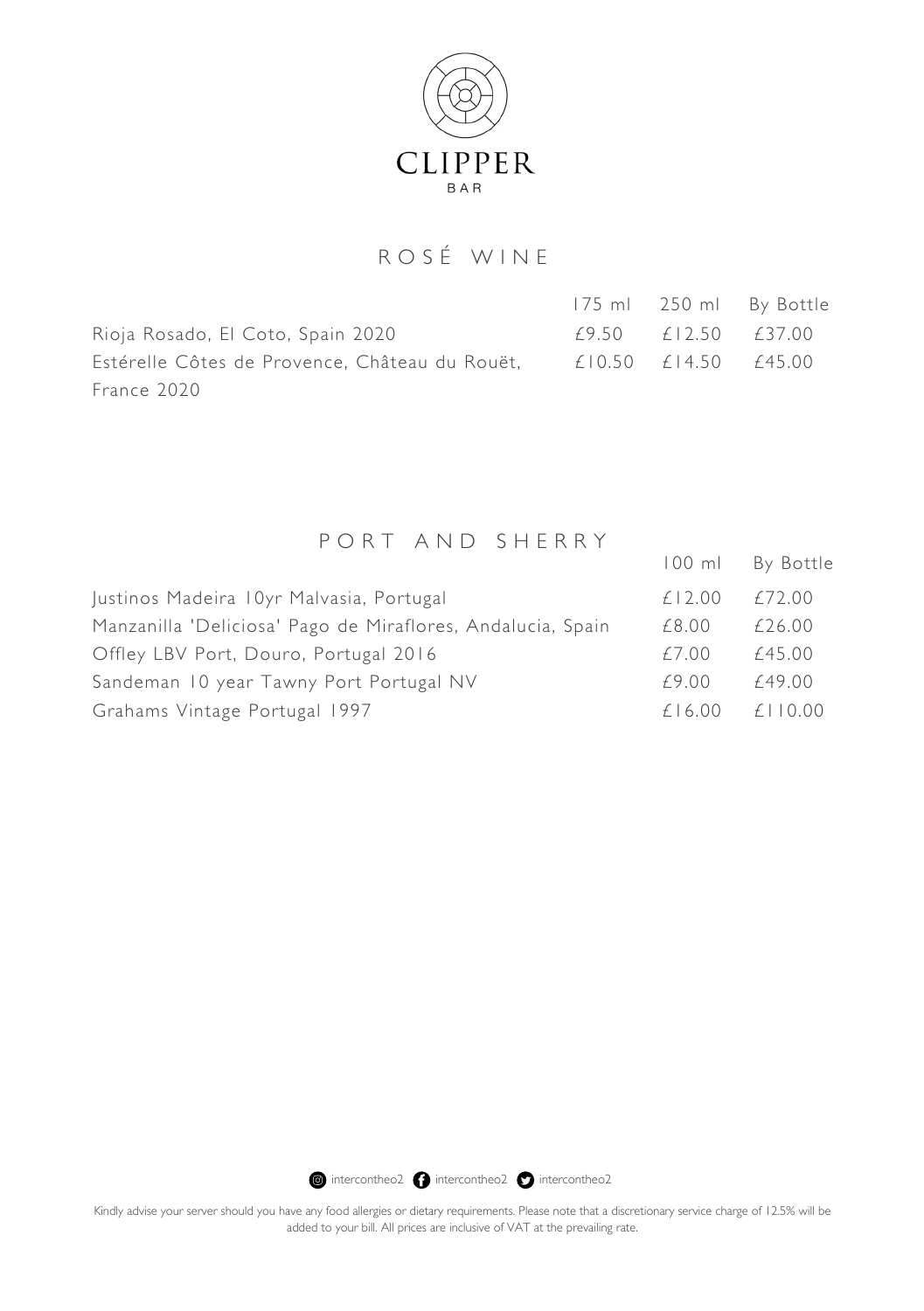# CLIPPER

BAR

## ROSÉ WINE

| | 175 ml | 250 ml | By Bottle |
|---|---|---|---|
| Rioja Rosado, El Coto, Spain 2020 | £9.50 | £12.50 | £37.00 |
| Estérelle Côtes de Provence, Château du Rouët, France 2020 | £10.50 | £14.50 | £45.00 |

## PORT AND SHERRY

| | 100 ml | By Bottle |
|---|---|---|
| Justinos Madeira 10yr Malvasia, Portugal | £12.00 | £72.00 |
| Manzanilla 'Deliciosa' Pago de Miraflores, Andalucia, Spain | £8.00 | £26.00 |
| Offley LBV Port, Douro, Portugal 2016 | £7.00 | £45.00 |
| Sandeman 10 year Tawny Port Portugal NV | £9.00 | £49.00 |
| Grahams Vintage Portugal 1997 | £16.00 | £110.00 |

intercontheo2 intercontheo2 intercontheo2

Kindly advise your server should you have any food allergies or dietary requirements. Please note that a discretionary service charge of 12.5% will be added to your bill. All prices are inclusive of VAT at the prevailing rate.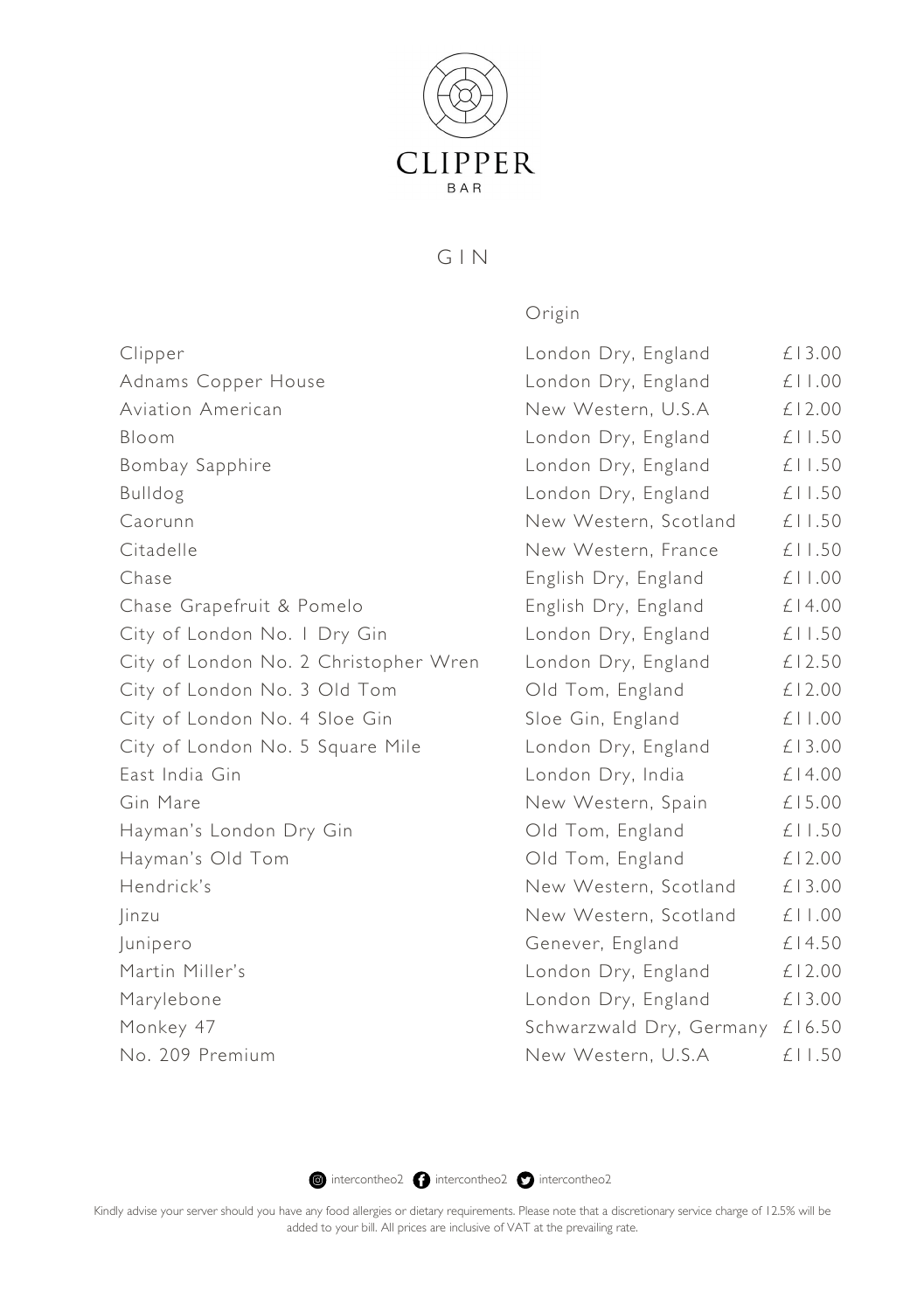# CLIPPER

BAR

## GIN

| | Origin | |
|---|---|---|
| Clipper | London Dry, England | £13.00 |
| Adnams Copper House | London Dry, England | £11.00 |
| Aviation American | New Western, U.S.A | £12.00 |
| Bloom | London Dry, England | £11.50 |
| Bombay Sapphire | London Dry, England | £11.50 |
| Bulldog | London Dry, England | £11.50 |
| Caorunn | New Western, Scotland | £11.50 |
| Citadelle | New Western, France | £11.50 |
| Chase | English Dry, England | £11.00 |
| Chase Grapefruit & Pomelo | English Dry, England | £14.00 |
| City of London No. 1 Dry Gin | London Dry, England | £11.50 |
| City of London No. 2 Christopher Wren | London Dry, England | £12.50 |
| City of London No. 3 Old Tom | Old Tom, England | £12.00 |
| City of London No. 4 Sloe Gin | Sloe Gin, England | £11.00 |
| City of London No. 5 Square Mile | London Dry, England | £13.00 |
| East India Gin | London Dry, India | £14.00 |
| Gin Mare | New Western, Spain | £15.00 |
| Hayman's London Dry Gin | Old Tom, England | £11.50 |
| Hayman's Old Tom | Old Tom, England | £12.00 |
| Hendrick's | New Western, Scotland | £13.00 |
| Jinzu | New Western, Scotland | £11.00 |
| Junipero | Genever, England | £14.50 |
| Martin Miller's | London Dry, England | £12.00 |
| Marylebone | London Dry, England | £13.00 |
| Monkey 47 | Schwarzwald Dry, Germany | £16.50 |
| No. 209 Premium | New Western, U.S.A | £11.50 |

intercontheo2 intercontheo2 intercontheo2

Kindly advise your server should you have any food allergies or dietary requirements. Please note that a discretionary service charge of 12.5% will be added to your bill. All prices are inclusive of VAT at the prevailing rate.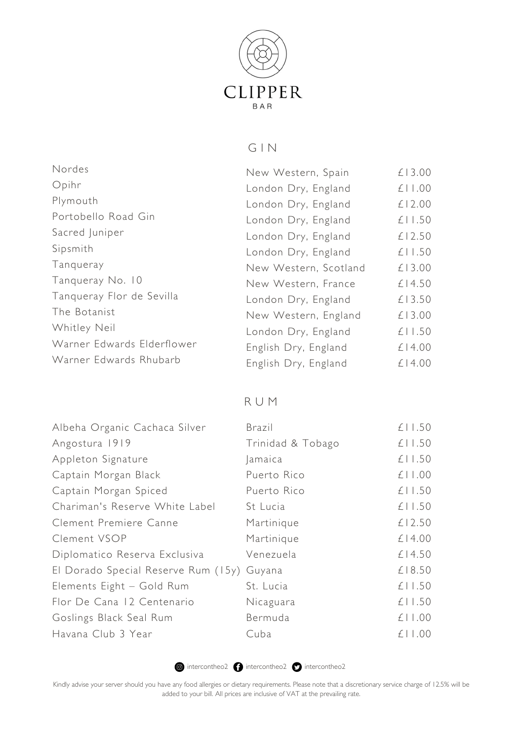# CLIPPER

BAR

## GIN

| | | |
|---|---|---|
| Nordes | New Western, Spain | £13.00 |
| Opihr | London Dry, England | £11.00 |
| Plymouth | London Dry, England | £12.00 |
| Portobello Road Gin | London Dry, England | £11.50 |
| Sacred Juniper | London Dry, England | £12.50 |
| Sipsmith | London Dry, England | £11.50 |
| Tanqueray | New Western, Scotland | £13.00 |
| Tanqueray No. 10 | New Western, France | £14.50 |
| Tanqueray Flor de Sevilla | London Dry, England | £13.50 |
| The Botanist | New Western, England | £13.00 |
| Whitley Neil | London Dry, England | £11.50 |
| Warner Edwards Elderflower | English Dry, England | £14.00 |
| Warner Edwards Rhubarb | English Dry, England | £14.00 |

## RUM

| | | |
|---|---|---|
| Albeha Organic Cachaca Silver | Brazil | £11.50 |
| Angostura 1919 | Trinidad & Tobago | £11.50 |
| Appleton Signature | Jamaica | £11.50 |
| Captain Morgan Black | Puerto Rico | £11.00 |
| Captain Morgan Spiced | Puerto Rico | £11.50 |
| Chariman's Reserve White Label | St Lucia | £11.50 |
| Clement Premiere Canne | Martinique | £12.50 |
| Clement VSOP | Martinique | £14.00 |
| Diplomatico Reserva Exclusiva | Venezuela | £14.50 |
| El Dorado Special Reserve Rum (15y) | Guyana | £18.50 |
| Elements Eight – Gold Rum | St. Lucia | £11.50 |
| Flor De Cana 12 Centenario | Nicaguara | £11.50 |
| Goslings Black Seal Rum | Bermuda | £11.00 |
| Havana Club 3 Year | Cuba | £11.00 |

intercontheo2 intercontheo2 intercontheo2

Kindly advise your server should you have any food allergies or dietary requirements. Please note that a discretionary service charge of 12.5% will be added to your bill. All prices are inclusive of VAT at the prevailing rate.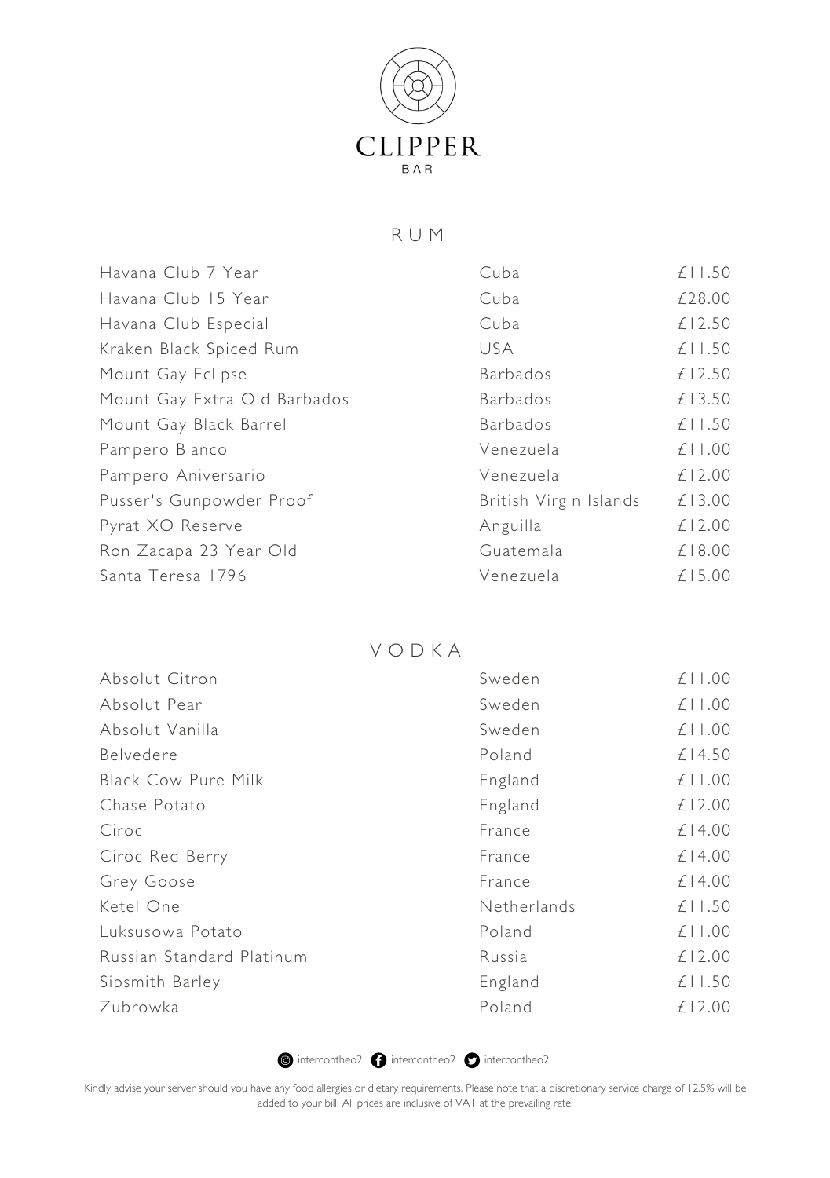# CLIPPER
BAR

## RUM

| | | |
|---|---|---|
| Havana Club 7 Year | Cuba | £11.50 |
| Havana Club 15 Year | Cuba | £28.00 |
| Havana Club Especial | Cuba | £12.50 |
| Kraken Black Spiced Rum | USA | £11.50 |
| Mount Gay Eclipse | Barbados | £12.50 |
| Mount Gay Extra Old Barbados | Barbados | £13.50 |
| Mount Gay Black Barrel | Barbados | £11.50 |
| Pampero Blanco | Venezuela | £11.00 |
| Pampero Aniversario | Venezuela | £12.00 |
| Pusser's Gunpowder Proof | British Virgin Islands | £13.00 |
| Pyrat XO Reserve | Anguilla | £12.00 |
| Ron Zacapa 23 Year Old | Guatemala | £18.00 |
| Santa Teresa 1796 | Venezuela | £15.00 |

## VODKA

| | | |
|---|---|---|
| Absolut Citron | Sweden | £11.00 |
| Absolut Pear | Sweden | £11.00 |
| Absolut Vanilla | Sweden | £11.00 |
| Belvedere | Poland | £14.50 |
| Black Cow Pure Milk | England | £11.00 |
| Chase Potato | England | £12.00 |
| Ciroc | France | £14.00 |
| Ciroc Red Berry | France | £14.00 |
| Grey Goose | France | £14.00 |
| Ketel One | Netherlands | £11.50 |
| Luksusowa Potato | Poland | £11.00 |
| Russian Standard Platinum | Russia | £12.00 |
| Sipsmith Barley | England | £11.50 |
| Zubrowka | Poland | £12.00 |

intercontheo2 intercontheo2 intercontheo2

Kindly advise your server should you have any food allergies or dietary requirements. Please note that a discretionary service charge of 12.5% will be added to your bill. All prices are inclusive of VAT at the prevailing rate.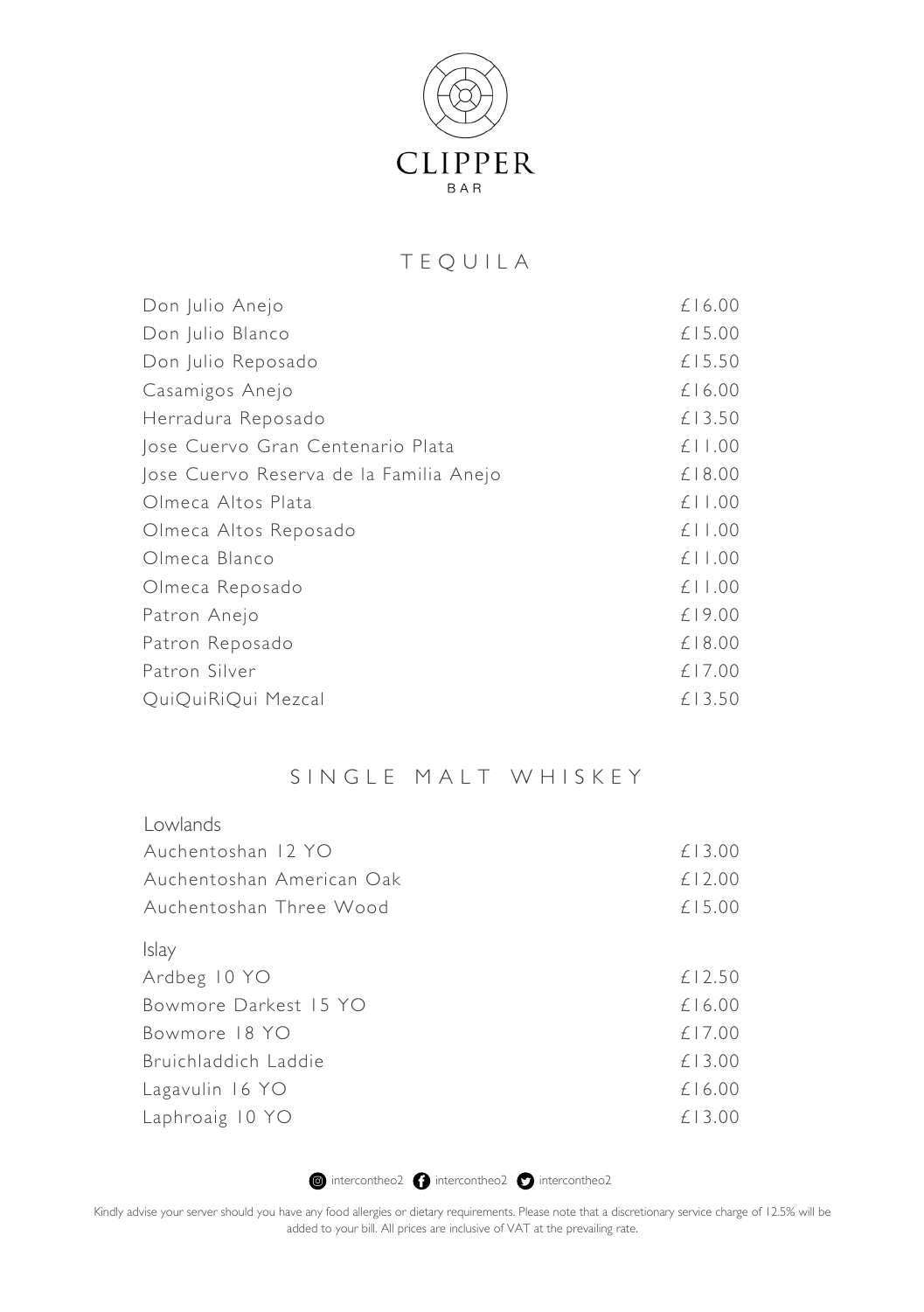# CLIPPER

BAR

## TEQUILA

| | |
|---|---|
| Don Julio Anejo | £16.00 |
| Don Julio Blanco | £15.00 |
| Don Julio Reposado | £15.50 |
| Casamigos Anejo | £16.00 |
| Herradura Reposado | £13.50 |
| Jose Cuervo Gran Centenario Plata | £11.00 |
| Jose Cuervo Reserva de la Familia Anejo | £18.00 |
| Olmeca Altos Plata | £11.00 |
| Olmeca Altos Reposado | £11.00 |
| Olmeca Blanco | £11.00 |
| Olmeca Reposado | £11.00 |
| Patron Anejo | £19.00 |
| Patron Reposado | £18.00 |
| Patron Silver | £17.00 |
| QuiQuiRiQui Mezcal | £13.50 |

## SINGLE MALT WHISKEY

### Lowlands

| | |
|---|---|
| Auchentoshan 12 YO | £13.00 |
| Auchentoshan American Oak | £12.00 |
| Auchentoshan Three Wood | £15.00 |

### Islay

| | |
|---|---|
| Ardbeg 10 YO | £12.50 |
| Bowmore Darkest 15 YO | £16.00 |
| Bowmore 18 YO | £17.00 |
| Bruichladdich Laddie | £13.00 |
| Lagavulin 16 YO | £16.00 |
| Laphroaig 10 YO | £13.00 |

intercontheo2 intercontheo2 intercontheo2

Kindly advise your server should you have any food allergies or dietary requirements. Please note that a discretionary service charge of 12.5% will be added to your bill. All prices are inclusive of VAT at the prevailing rate.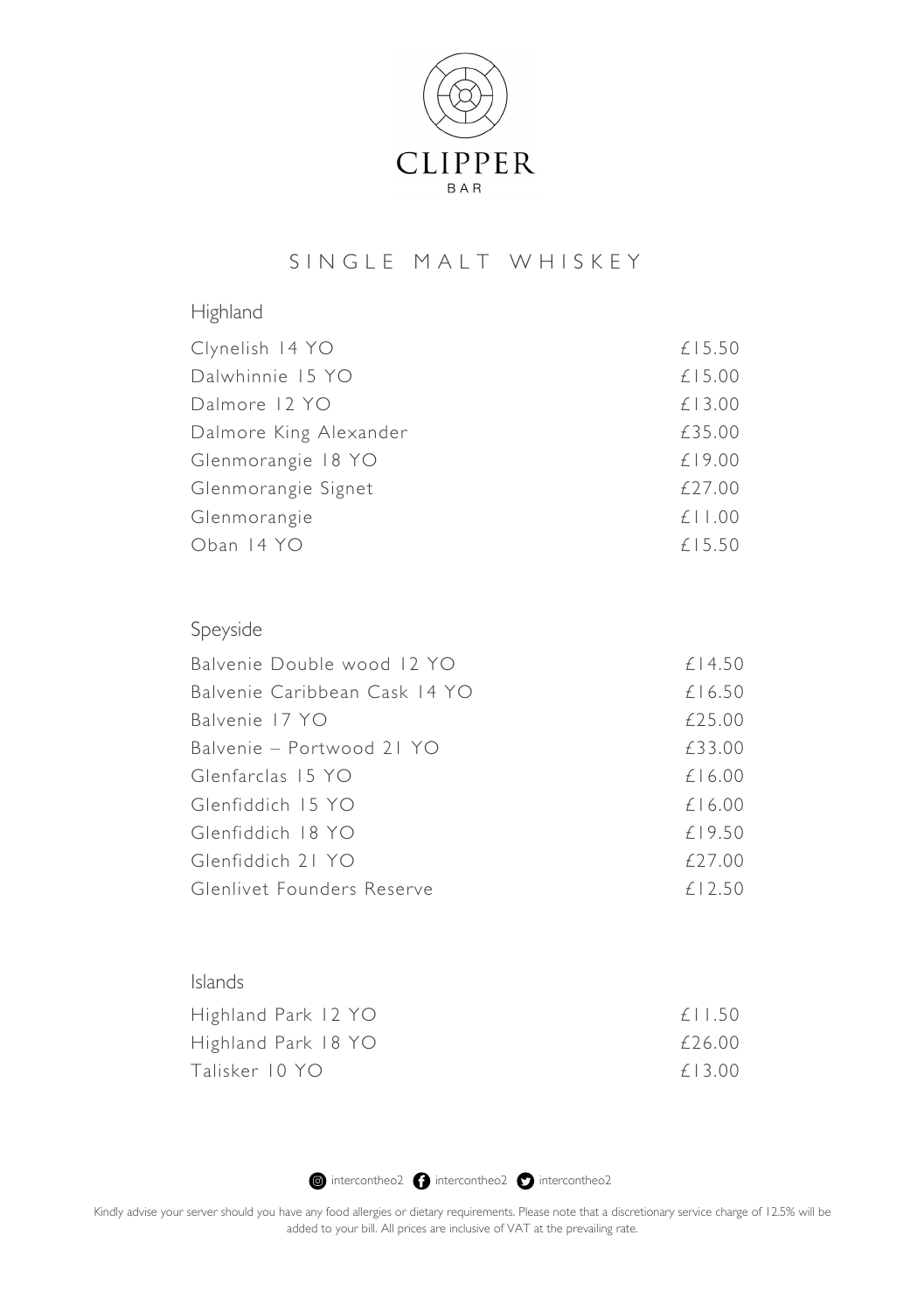# CLIPPER
BAR

## SINGLE MALT WHISKEY

### Highland

| Item | Price |
| --- | --- |
| Clynelish 14 YO | £15.50 |
| Dalwhinnie 15 YO | £15.00 |
| Dalmore 12 YO | £13.00 |
| Dalmore King Alexander | £35.00 |
| Glenmorangie 18 YO | £19.00 |
| Glenmorangie Signet | £27.00 |
| Glenmorangie | £11.00 |
| Oban 14 YO | £15.50 |

### Speyside

| Item | Price |
| --- | --- |
| Balvenie Double wood 12 YO | £14.50 |
| Balvenie Caribbean Cask 14 YO | £16.50 |
| Balvenie 17 YO | £25.00 |
| Balvenie – Portwood 21 YO | £33.00 |
| Glenfarclas 15 YO | £16.00 |
| Glenfiddich 15 YO | £16.00 |
| Glenfiddich 18 YO | £19.50 |
| Glenfiddich 21 YO | £27.00 |
| Glenlivet Founders Reserve | £12.50 |

### Islands

| Item | Price |
| --- | --- |
| Highland Park 12 YO | £11.50 |
| Highland Park 18 YO | £26.00 |
| Talisker 10 YO | £13.00 |

intercontheo2 intercontheo2 intercontheo2

Kindly advise your server should you have any food allergies or dietary requirements. Please note that a discretionary service charge of 12.5% will be added to your bill. All prices are inclusive of VAT at the prevailing rate.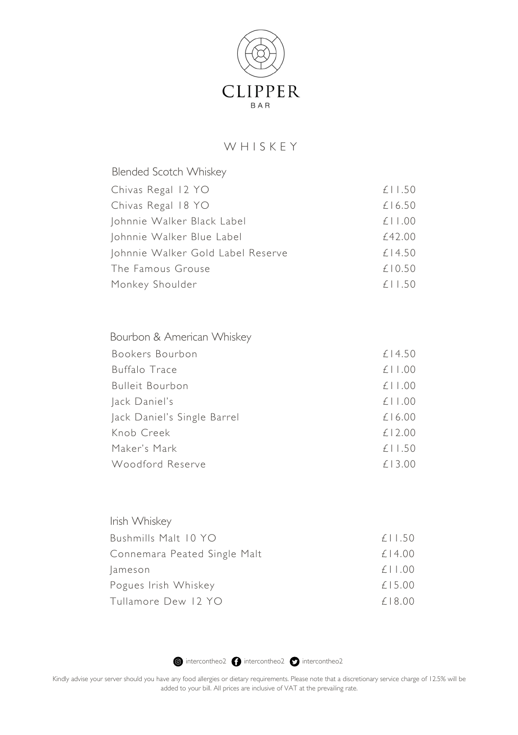# CLIPPER

BAR

## WHISKEY

### Blended Scotch Whiskey

| | |
|---|---|
| Chivas Regal 12 YO | £11.50 |
| Chivas Regal 18 YO | £16.50 |
| Johnnie Walker Black Label | £11.00 |
| Johnnie Walker Blue Label | £42.00 |
| Johnnie Walker Gold Label Reserve | £14.50 |
| The Famous Grouse | £10.50 |
| Monkey Shoulder | £11.50 |

### Bourbon & American Whiskey

| | |
|---|---|
| Bookers Bourbon | £14.50 |
| Buffalo Trace | £11.00 |
| Bulleit Bourbon | £11.00 |
| Jack Daniel's | £11.00 |
| Jack Daniel's Single Barrel | £16.00 |
| Knob Creek | £12.00 |
| Maker's Mark | £11.50 |
| Woodford Reserve | £13.00 |

### Irish Whiskey

| | |
|---|---|
| Bushmills Malt 10 YO | £11.50 |
| Connemara Peated Single Malt | £14.00 |
| Jameson | £11.00 |
| Pogues Irish Whiskey | £15.00 |
| Tullamore Dew 12 YO | £18.00 |

intercontheo2 intercontheo2 intercontheo2

Kindly advise your server should you have any food allergies or dietary requirements. Please note that a discretionary service charge of 12.5% will be added to your bill. All prices are inclusive of VAT at the prevailing rate.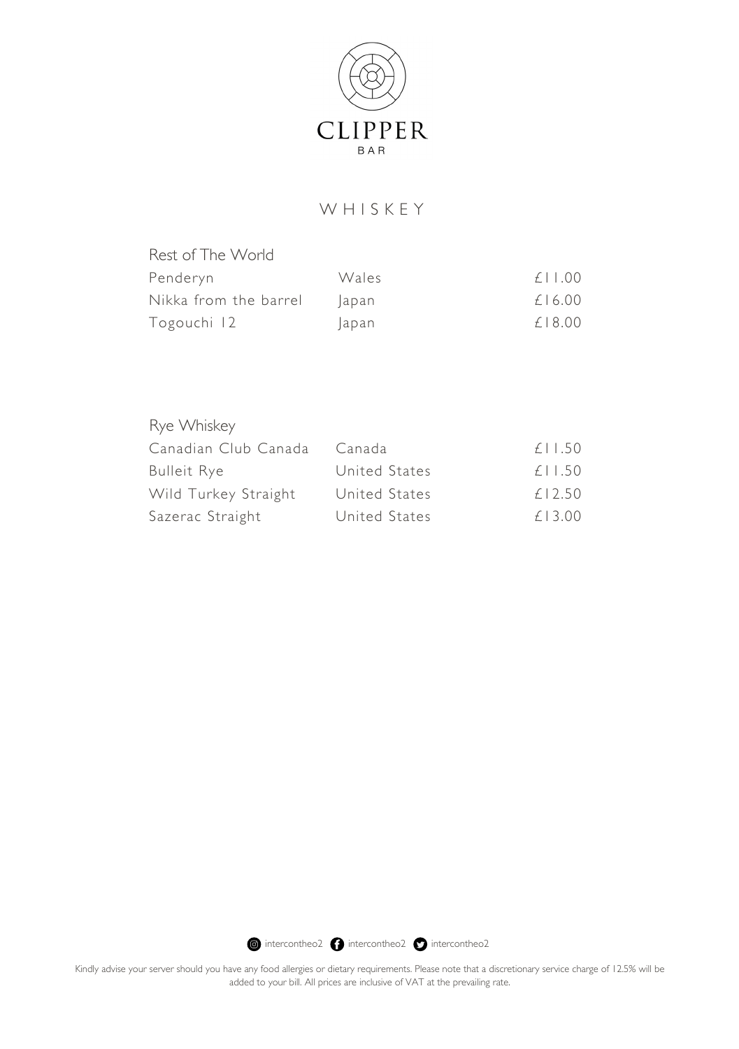# CLIPPER
BAR

## WHISKEY

### Rest of The World

| | | |
|---|---|---|
| Penderyn | Wales | £11.00 |
| Nikka from the barrel | Japan | £16.00 |
| Togouchi 12 | Japan | £18.00 |

### Rye Whiskey

| | | |
|---|---|---|
| Canadian Club Canada | Canada | £11.50 |
| Bulleit Rye | United States | £11.50 |
| Wild Turkey Straight | United States | £12.50 |
| Sazerac Straight | United States | £13.00 |

intercontheo2 intercontheo2 intercontheo2

Kindly advise your server should you have any food allergies or dietary requirements. Please note that a discretionary service charge of 12.5% will be added to your bill. All prices are inclusive of VAT at the prevailing rate.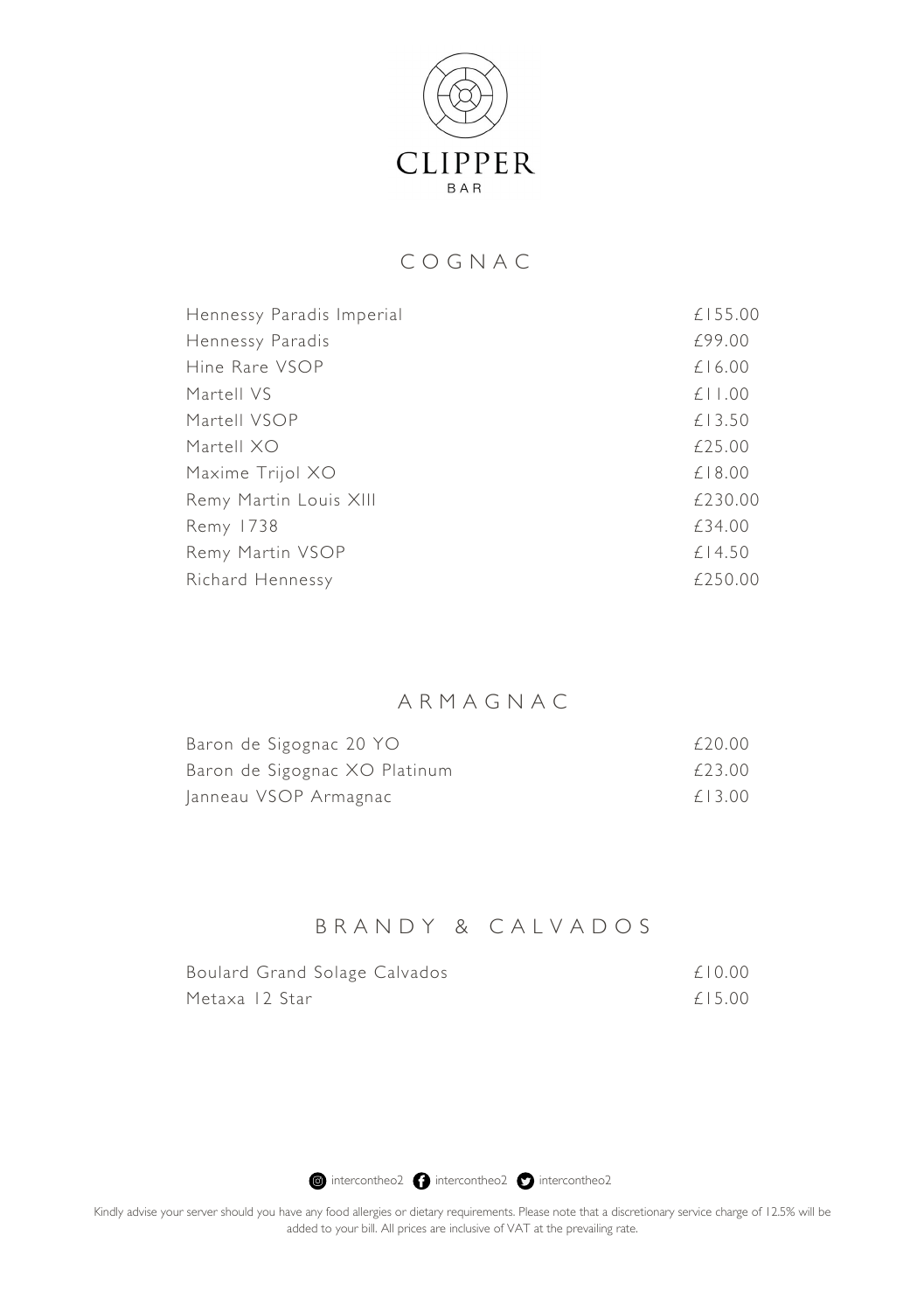# CLIPPER

BAR

## COGNAC

| Item | Price |
| --- | --- |
| Hennessy Paradis Imperial | £155.00 |
| Hennessy Paradis | £99.00 |
| Hine Rare VSOP | £16.00 |
| Martell VS | £11.00 |
| Martell VSOP | £13.50 |
| Martell XO | £25.00 |
| Maxime Trijol XO | £18.00 |
| Remy Martin Louis XIII | £230.00 |
| Remy 1738 | £34.00 |
| Remy Martin VSOP | £14.50 |
| Richard Hennessy | £250.00 |

## ARMAGNAC

| Item | Price |
| --- | --- |
| Baron de Sigognac 20 YO | £20.00 |
| Baron de Sigognac XO Platinum | £23.00 |
| Janneau VSOP Armagnac | £13.00 |

## BRANDY & CALVADOS

| Item | Price |
| --- | --- |
| Boulard Grand Solage Calvados | £10.00 |
| Metaxa 12 Star | £15.00 |

intercontheo2 intercontheo2 intercontheo2

Kindly advise your server should you have any food allergies or dietary requirements. Please note that a discretionary service charge of 12.5% will be added to your bill. All prices are inclusive of VAT at the prevailing rate.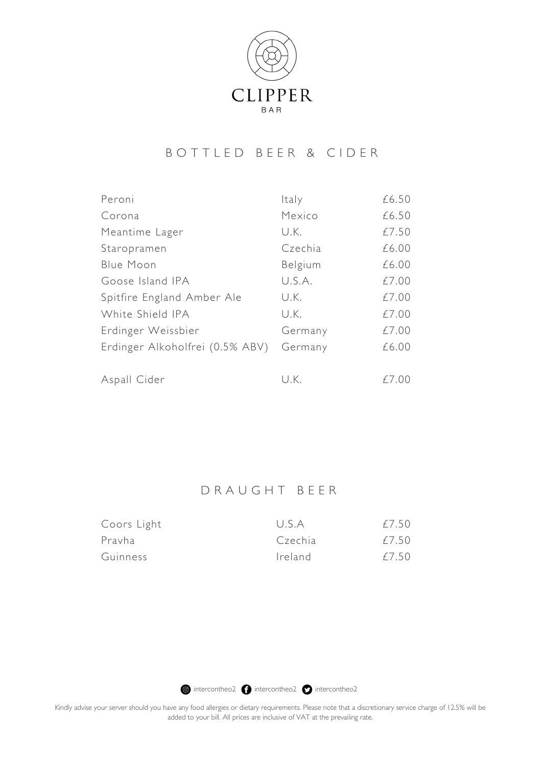# CLIPPER
BAR

## BOTTLED BEER & CIDER

| | | |
|---|---|---|
| Peroni | Italy | £6.50 |
| Corona | Mexico | £6.50 |
| Meantime Lager | U.K. | £7.50 |
| Staropramen | Czechia | £6.00 |
| Blue Moon | Belgium | £6.00 |
| Goose Island IPA | U.S.A. | £7.00 |
| Spitfire England Amber Ale | U.K. | £7.00 |
| White Shield IPA | U.K. | £7.00 |
| Erdinger Weissbier | Germany | £7.00 |
| Erdinger Alkoholfrei (0.5% ABV) | Germany | £6.00 |
| Aspall Cider | U.K. | £7.00 |

## DRAUGHT BEER

| | | |
|---|---|---|
| Coors Light | U.S.A | £7.50 |
| Pravha | Czechia | £7.50 |
| Guinness | Ireland | £7.50 |

intercontheo2 intercontheo2 intercontheo2

Kindly advise your server should you have any food allergies or dietary requirements. Please note that a discretionary service charge of 12.5% will be added to your bill. All prices are inclusive of VAT at the prevailing rate.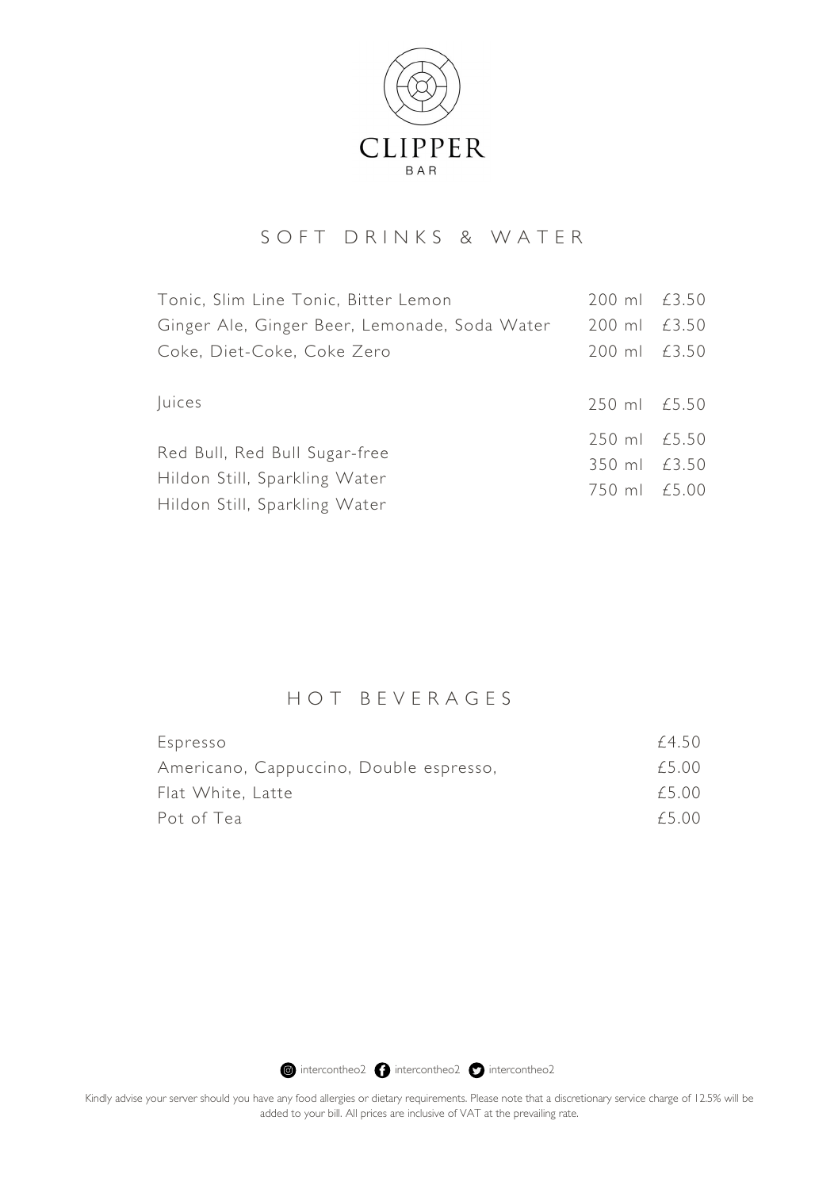# CLIPPER

BAR

## SOFT DRINKS & WATER

| | | |
|---|---|---|
| Tonic, Slim Line Tonic, Bitter Lemon | 200 ml | £3.50 |
| Ginger Ale, Ginger Beer, Lemonade, Soda Water | 200 ml | £3.50 |
| Coke, Diet-Coke, Coke Zero | 200 ml | £3.50 |
| Juices | 250 ml | £5.50 |
| Red Bull, Red Bull Sugar-free | 250 ml | £5.50 |
| Hildon Still, Sparkling Water | 350 ml | £3.50 |
| Hildon Still, Sparkling Water | 750 ml | £5.00 |

## HOT BEVERAGES

| | |
|---|---|
| Espresso | £4.50 |
| Americano, Cappuccino, Double espresso, | £5.00 |
| Flat White, Latte | £5.00 |
| Pot of Tea | £5.00 |

intercontheo2 intercontheo2 intercontheo2

Kindly advise your server should you have any food allergies or dietary requirements. Please note that a discretionary service charge of 12.5% will be added to your bill. All prices are inclusive of VAT at the prevailing rate.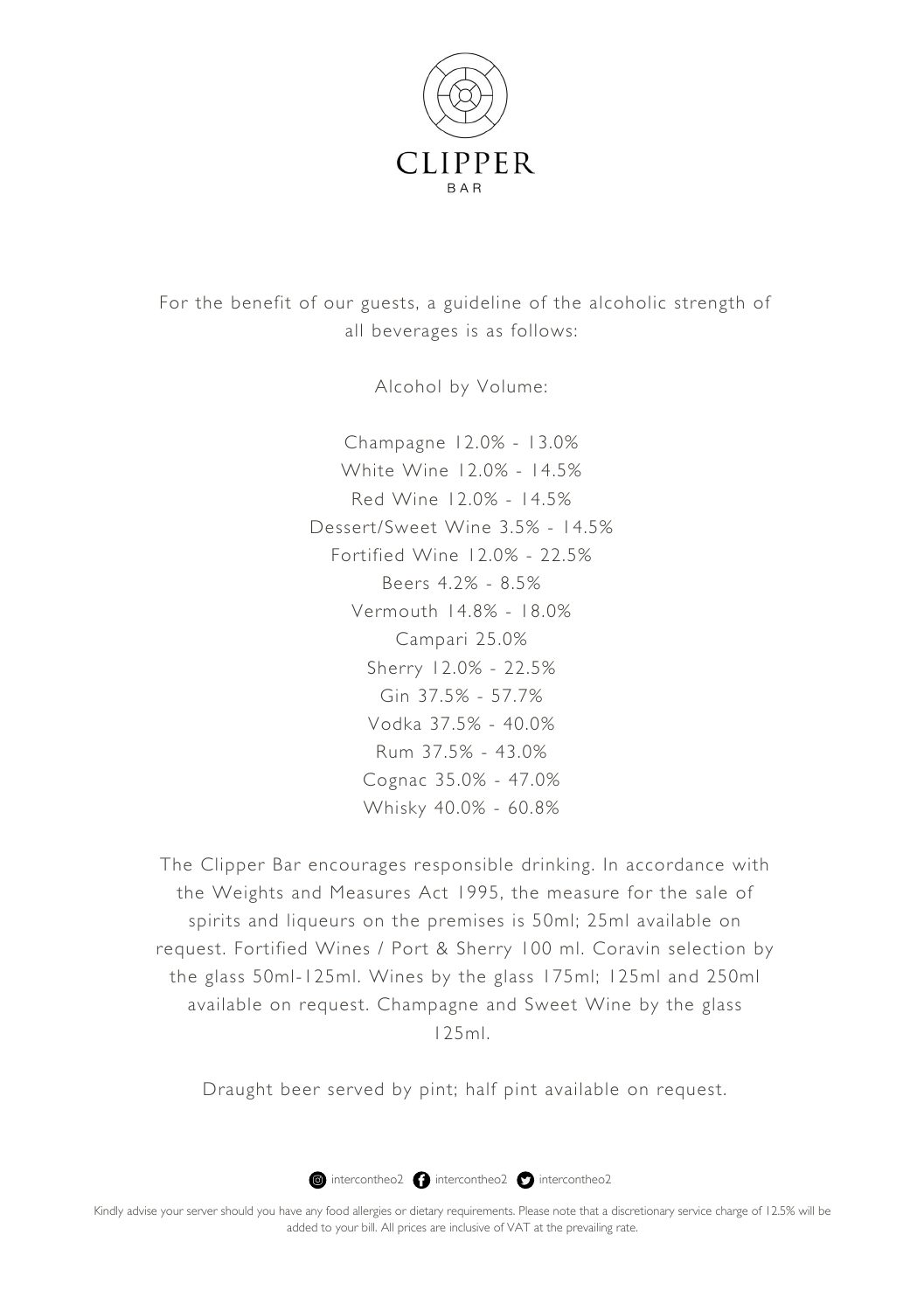# CLIPPER

BAR

For the benefit of our guests, a guideline of the alcoholic strength of all beverages is as follows:

Alcohol by Volume:

Champagne 12.0% - 13.0%
White Wine 12.0% - 14.5%
Red Wine 12.0% - 14.5%
Dessert/Sweet Wine 3.5% - 14.5%
Fortified Wine 12.0% - 22.5%
Beers 4.2% - 8.5%
Vermouth 14.8% - 18.0%
Campari 25.0%
Sherry 12.0% - 22.5%
Gin 37.5% - 57.7%
Vodka 37.5% - 40.0%
Rum 37.5% - 43.0%
Cognac 35.0% - 47.0%
Whisky 40.0% - 60.8%

The Clipper Bar encourages responsible drinking. In accordance with the Weights and Measures Act 1995, the measure for the sale of spirits and liqueurs on the premises is 50ml; 25ml available on request. Fortified Wines / Port & Sherry 100 ml. Coravin selection by the glass 50ml-125ml. Wines by the glass 175ml; 125ml and 250ml available on request. Champagne and Sweet Wine by the glass 125ml.

Draught beer served by pint; half pint available on request.

intercontheo2 intercontheo2 intercontheo2

Kindly advise your server should you have any food allergies or dietary requirements. Please note that a discretionary service charge of 12.5% will be added to your bill. All prices are inclusive of VAT at the prevailing rate.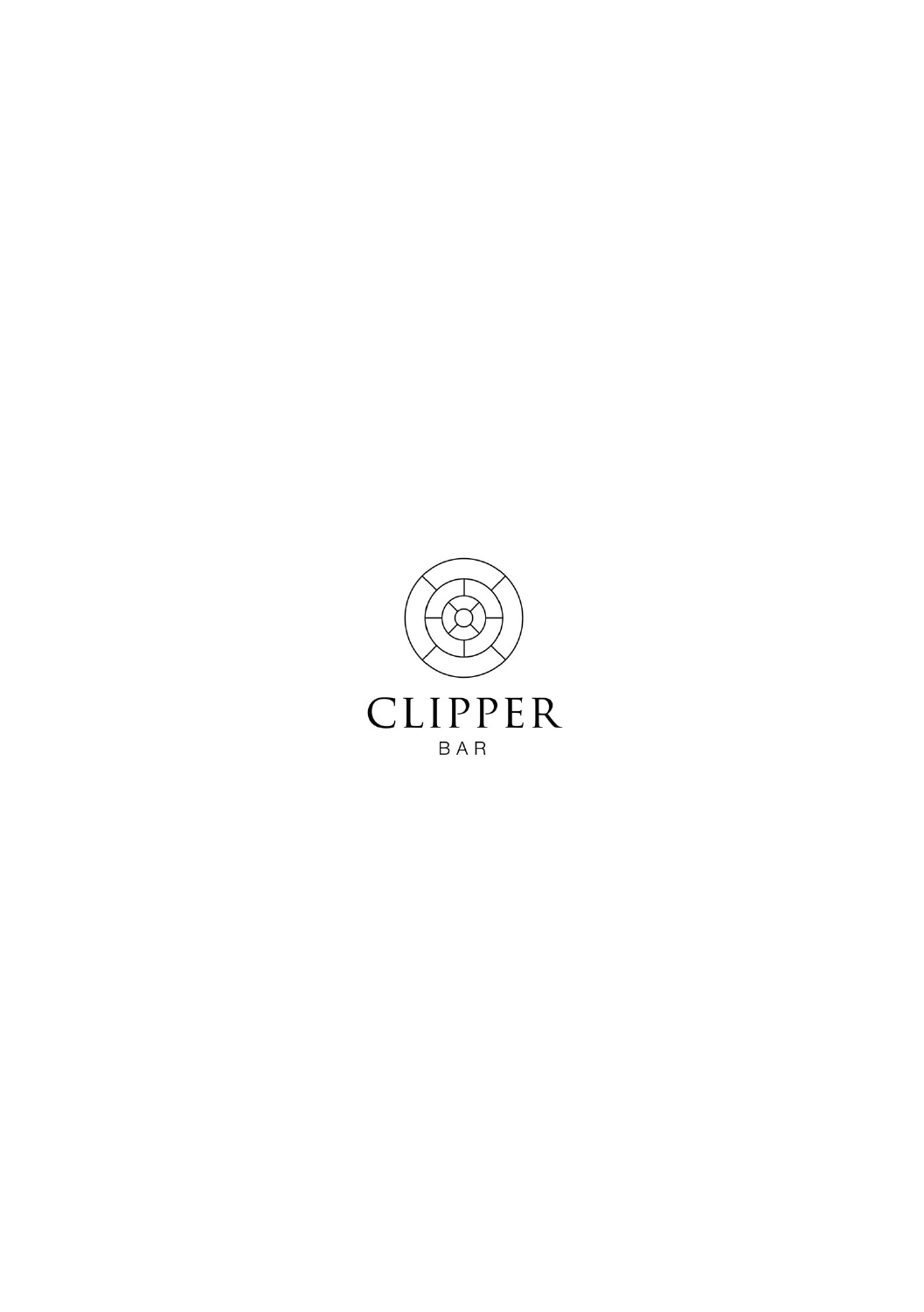CLIPPER

BAR